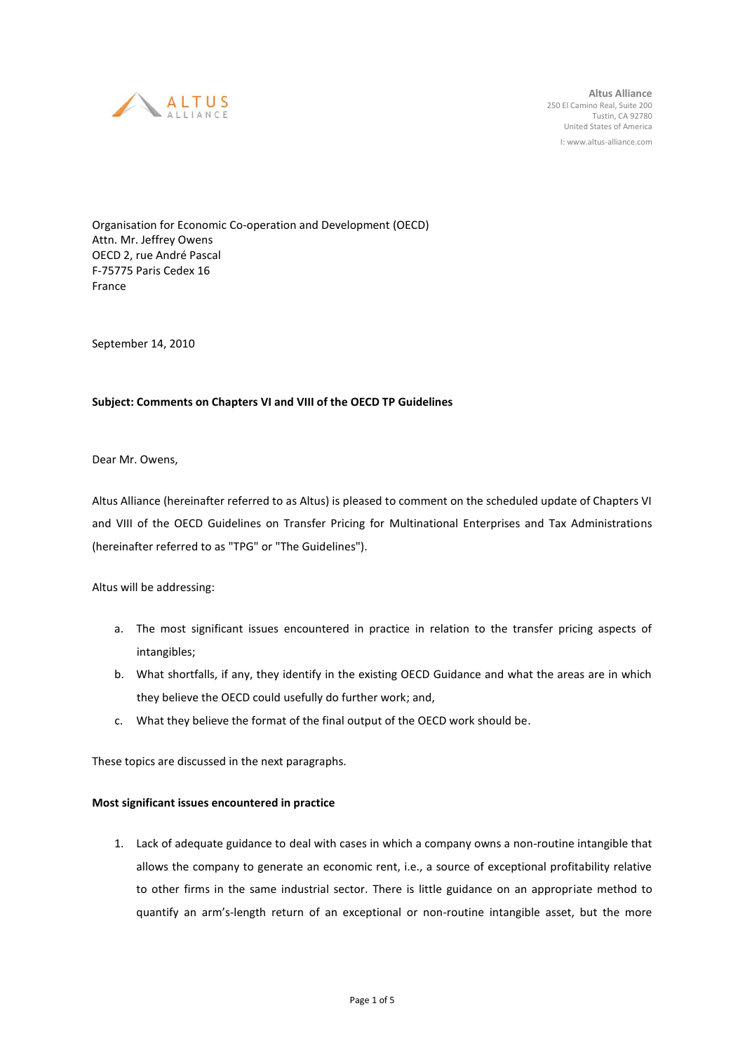**Altus Alliance**
250 El Camino Real, Suite 200
Tustin, CA 92780
United States of America

I: www.altus-alliance.com

Organisation for Economic Co-operation and Development (OECD)
Attn. Mr. Jeffrey Owens
OECD 2, rue André Pascal
F-75775 Paris Cedex 16
France

September 14, 2010

**Subject: Comments on Chapters VI and VIII of the OECD TP Guidelines**

Dear Mr. Owens,

Altus Alliance (hereinafter referred to as Altus) is pleased to comment on the scheduled update of Chapters VI and VIII of the OECD Guidelines on Transfer Pricing for Multinational Enterprises and Tax Administrations (hereinafter referred to as "TPG" or "The Guidelines").

Altus will be addressing:

a. The most significant issues encountered in practice in relation to the transfer pricing aspects of intangibles;
b. What shortfalls, if any, they identify in the existing OECD Guidance and what the areas are in which they believe the OECD could usefully do further work; and,
c. What they believe the format of the final output of the OECD work should be.

These topics are discussed in the next paragraphs.

**Most significant issues encountered in practice**

1. Lack of adequate guidance to deal with cases in which a company owns a non-routine intangible that allows the company to generate an economic rent, i.e., a source of exceptional profitability relative to other firms in the same industrial sector. There is little guidance on an appropriate method to quantify an arm's-length return of an exceptional or non-routine intangible asset, but the more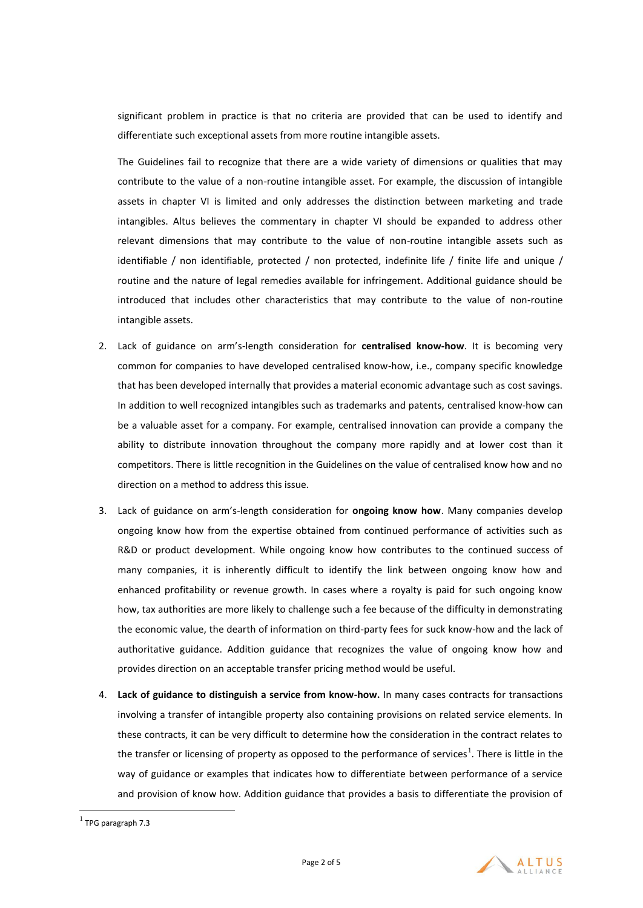significant problem in practice is that no criteria are provided that can be used to identify and differentiate such exceptional assets from more routine intangible assets.

The Guidelines fail to recognize that there are a wide variety of dimensions or qualities that may contribute to the value of a non-routine intangible asset. For example, the discussion of intangible assets in chapter VI is limited and only addresses the distinction between marketing and trade intangibles. Altus believes the commentary in chapter VI should be expanded to address other relevant dimensions that may contribute to the value of non-routine intangible assets such as identifiable / non identifiable, protected / non protected, indefinite life / finite life and unique / routine and the nature of legal remedies available for infringement. Additional guidance should be introduced that includes other characteristics that may contribute to the value of non-routine intangible assets.

2. Lack of guidance on arm's-length consideration for **centralised know-how**. It is becoming very common for companies to have developed centralised know-how, i.e., company specific knowledge that has been developed internally that provides a material economic advantage such as cost savings. In addition to well recognized intangibles such as trademarks and patents, centralised know-how can be a valuable asset for a company. For example, centralised innovation can provide a company the ability to distribute innovation throughout the company more rapidly and at lower cost than it competitors. There is little recognition in the Guidelines on the value of centralised know how and no direction on a method to address this issue.

3. Lack of guidance on arm's-length consideration for **ongoing know how**. Many companies develop ongoing know how from the expertise obtained from continued performance of activities such as R&D or product development. While ongoing know how contributes to the continued success of many companies, it is inherently difficult to identify the link between ongoing know how and enhanced profitability or revenue growth. In cases where a royalty is paid for such ongoing know how, tax authorities are more likely to challenge such a fee because of the difficulty in demonstrating the economic value, the dearth of information on third-party fees for suck know-how and the lack of authoritative guidance. Addition guidance that recognizes the value of ongoing know how and provides direction on an acceptable transfer pricing method would be useful.

4. **Lack of guidance to distinguish a service from know-how.** In many cases contracts for transactions involving a transfer of intangible property also containing provisions on related service elements. In these contracts, it can be very difficult to determine how the consideration in the contract relates to the transfer or licensing of property as opposed to the performance of services[1]. There is little in the way of guidance or examples that indicates how to differentiate between performance of a service and provision of know how. Addition guidance that provides a basis to differentiate the provision of

[1] TPG paragraph 7.3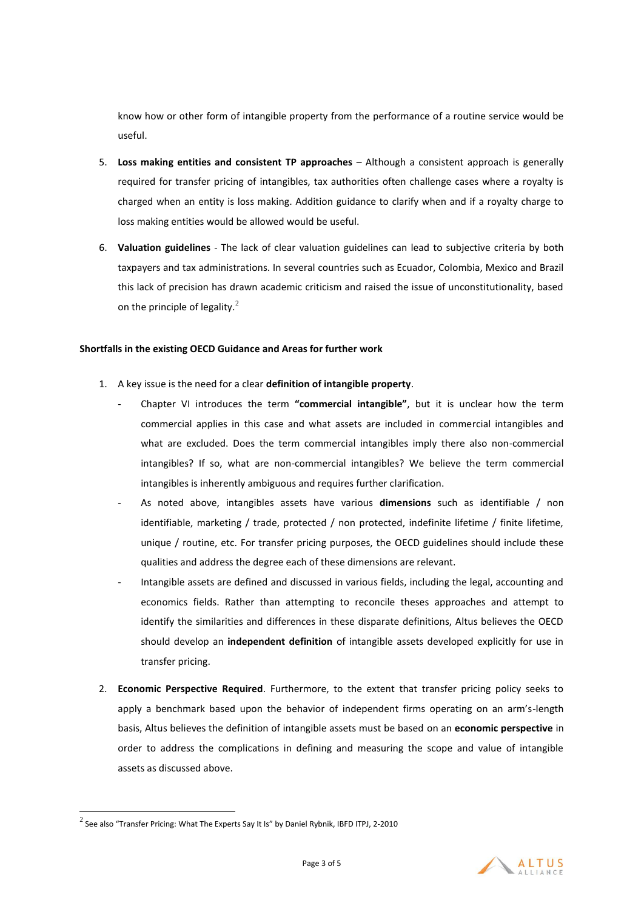know how or other form of intangible property from the performance of a routine service would be useful.

5. **Loss making entities and consistent TP approaches** – Although a consistent approach is generally required for transfer pricing of intangibles, tax authorities often challenge cases where a royalty is charged when an entity is loss making. Addition guidance to clarify when and if a royalty charge to loss making entities would be allowed would be useful.

6. **Valuation guidelines** - The lack of clear valuation guidelines can lead to subjective criteria by both taxpayers and tax administrations. In several countries such as Ecuador, Colombia, Mexico and Brazil this lack of precision has drawn academic criticism and raised the issue of unconstitutionality, based on the principle of legality.[2]

**Shortfalls in the existing OECD Guidance and Areas for further work**

1. A key issue is the need for a clear **definition of intangible property**.
   - Chapter VI introduces the term **"commercial intangible"**, but it is unclear how the term commercial applies in this case and what assets are included in commercial intangibles and what are excluded. Does the term commercial intangibles imply there also non-commercial intangibles? If so, what are non-commercial intangibles? We believe the term commercial intangibles is inherently ambiguous and requires further clarification.
   - As noted above, intangibles assets have various **dimensions** such as identifiable / non identifiable, marketing / trade, protected / non protected, indefinite lifetime / finite lifetime, unique / routine, etc. For transfer pricing purposes, the OECD guidelines should include these qualities and address the degree each of these dimensions are relevant.
   - Intangible assets are defined and discussed in various fields, including the legal, accounting and economics fields. Rather than attempting to reconcile theses approaches and attempt to identify the similarities and differences in these disparate definitions, Altus believes the OECD should develop an **independent definition** of intangible assets developed explicitly for use in transfer pricing.

2. **Economic Perspective Required**. Furthermore, to the extent that transfer pricing policy seeks to apply a benchmark based upon the behavior of independent firms operating on an arm's-length basis, Altus believes the definition of intangible assets must be based on an **economic perspective** in order to address the complications in defining and measuring the scope and value of intangible assets as discussed above.

[2] See also "Transfer Pricing: What The Experts Say It Is" by Daniel Rybnik, IBFD ITPJ, 2-2010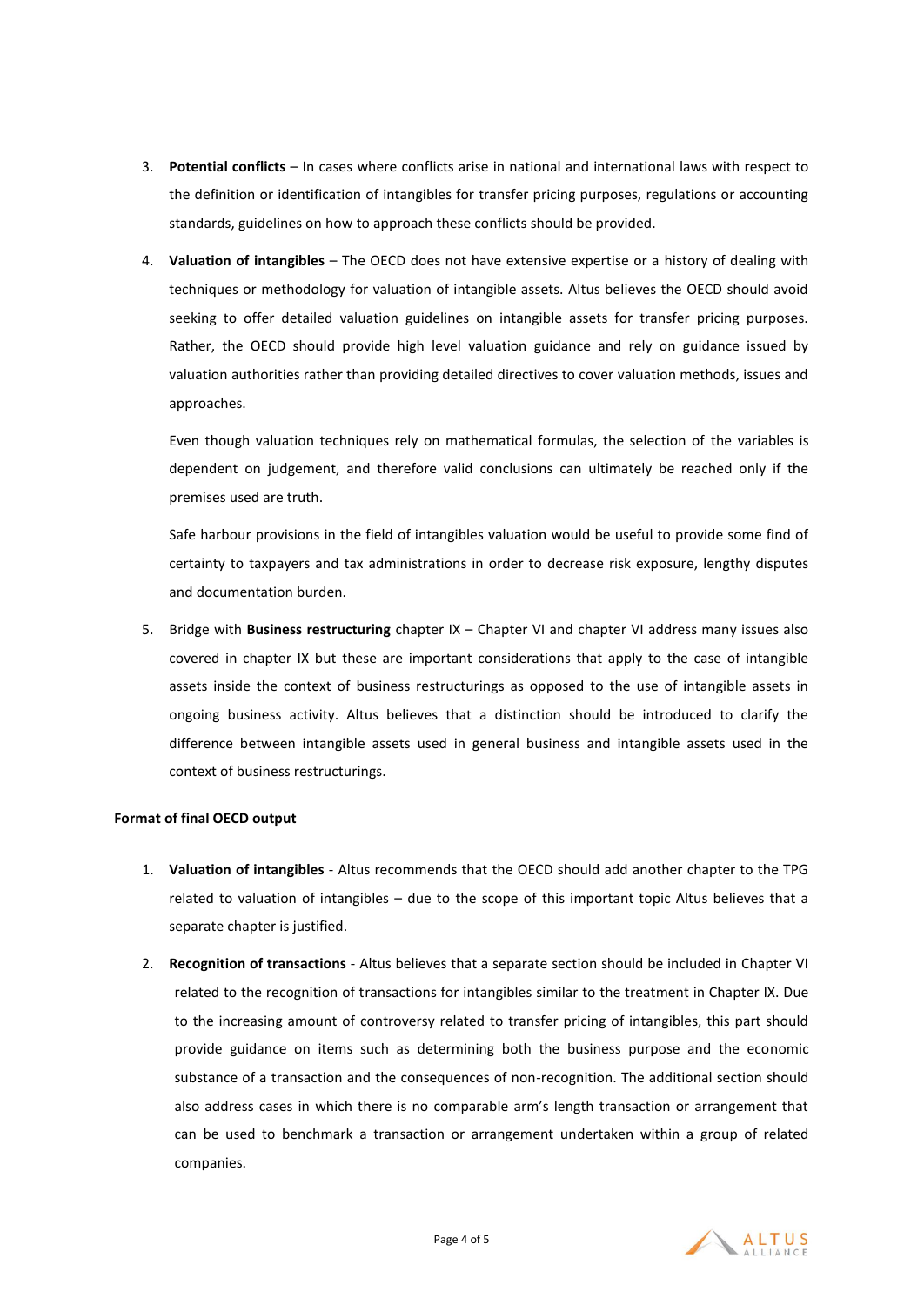3. **Potential conflicts** – In cases where conflicts arise in national and international laws with respect to the definition or identification of intangibles for transfer pricing purposes, regulations or accounting standards, guidelines on how to approach these conflicts should be provided.

4. **Valuation of intangibles** – The OECD does not have extensive expertise or a history of dealing with techniques or methodology for valuation of intangible assets. Altus believes the OECD should avoid seeking to offer detailed valuation guidelines on intangible assets for transfer pricing purposes. Rather, the OECD should provide high level valuation guidance and rely on guidance issued by valuation authorities rather than providing detailed directives to cover valuation methods, issues and approaches.

   Even though valuation techniques rely on mathematical formulas, the selection of the variables is dependent on judgement, and therefore valid conclusions can ultimately be reached only if the premises used are truth.

   Safe harbour provisions in the field of intangibles valuation would be useful to provide some find of certainty to taxpayers and tax administrations in order to decrease risk exposure, lengthy disputes and documentation burden.

5. Bridge with **Business restructuring** chapter IX – Chapter VI and chapter VI address many issues also covered in chapter IX but these are important considerations that apply to the case of intangible assets inside the context of business restructurings as opposed to the use of intangible assets in ongoing business activity. Altus believes that a distinction should be introduced to clarify the difference between intangible assets used in general business and intangible assets used in the context of business restructurings.

**Format of final OECD output**

1. **Valuation of intangibles** - Altus recommends that the OECD should add another chapter to the TPG related to valuation of intangibles – due to the scope of this important topic Altus believes that a separate chapter is justified.

2. **Recognition of transactions** - Altus believes that a separate section should be included in Chapter VI related to the recognition of transactions for intangibles similar to the treatment in Chapter IX. Due to the increasing amount of controversy related to transfer pricing of intangibles, this part should provide guidance on items such as determining both the business purpose and the economic substance of a transaction and the consequences of non-recognition. The additional section should also address cases in which there is no comparable arm's length transaction or arrangement that can be used to benchmark a transaction or arrangement undertaken within a group of related companies.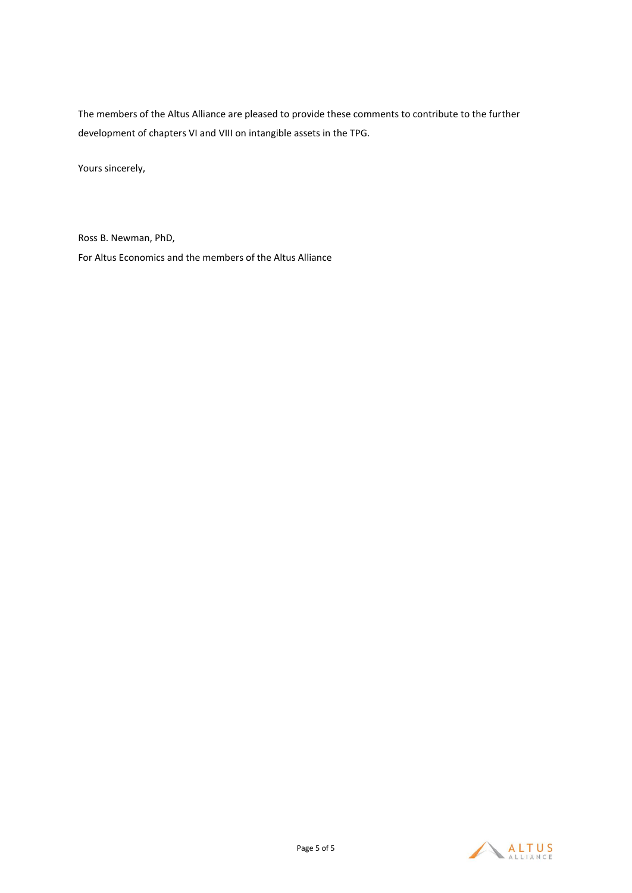The members of the Altus Alliance are pleased to provide these comments to contribute to the further development of chapters VI and VIII on intangible assets in the TPG.

Yours sincerely,

Ross B. Newman, PhD,

For Altus Economics and the members of the Altus Alliance